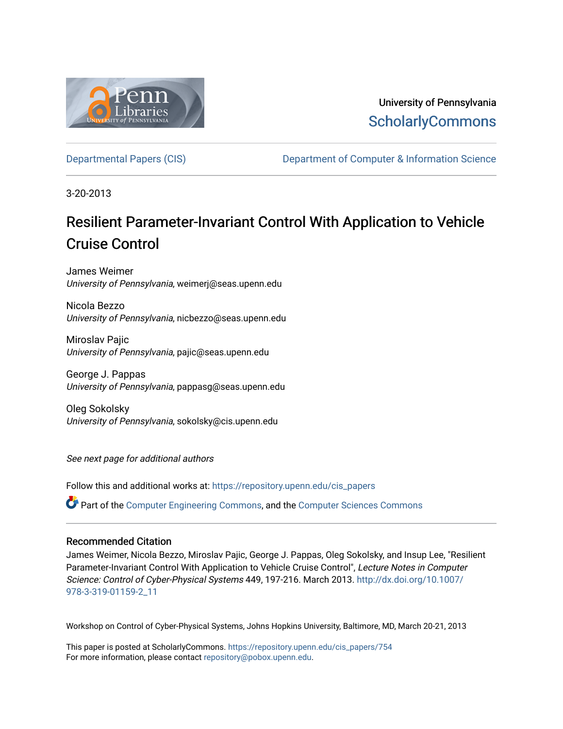University of Pennsylvania
ScholarlyCommons

Departmental Papers (CIS) | Department of Computer & Information Science

3-20-2013

# Resilient Parameter-Invariant Control With Application to Vehicle Cruise Control

James Weimer
*University of Pennsylvania*, weimerj@seas.upenn.edu

Nicola Bezzo
*University of Pennsylvania*, nicbezzo@seas.upenn.edu

Miroslav Pajic
*University of Pennsylvania*, pajic@seas.upenn.edu

George J. Pappas
*University of Pennsylvania*, pappasg@seas.upenn.edu

Oleg Sokolsky
*University of Pennsylvania*, sokolsky@cis.upenn.edu

*See next page for additional authors*

Follow this and additional works at: https://repository.upenn.edu/cis_papers

Part of the Computer Engineering Commons, and the Computer Sciences Commons

## Recommended Citation

James Weimer, Nicola Bezzo, Miroslav Pajic, George J. Pappas, Oleg Sokolsky, and Insup Lee, "Resilient Parameter-Invariant Control With Application to Vehicle Cruise Control", *Lecture Notes in Computer Science: Control of Cyber-Physical Systems* 449, 197-216. March 2013. http://dx.doi.org/10.1007/978-3-319-01159-2_11

Workshop on Control of Cyber-Physical Systems, Johns Hopkins University, Baltimore, MD, March 20-21, 2013

This paper is posted at ScholarlyCommons. https://repository.upenn.edu/cis_papers/754
For more information, please contact repository@pobox.upenn.edu.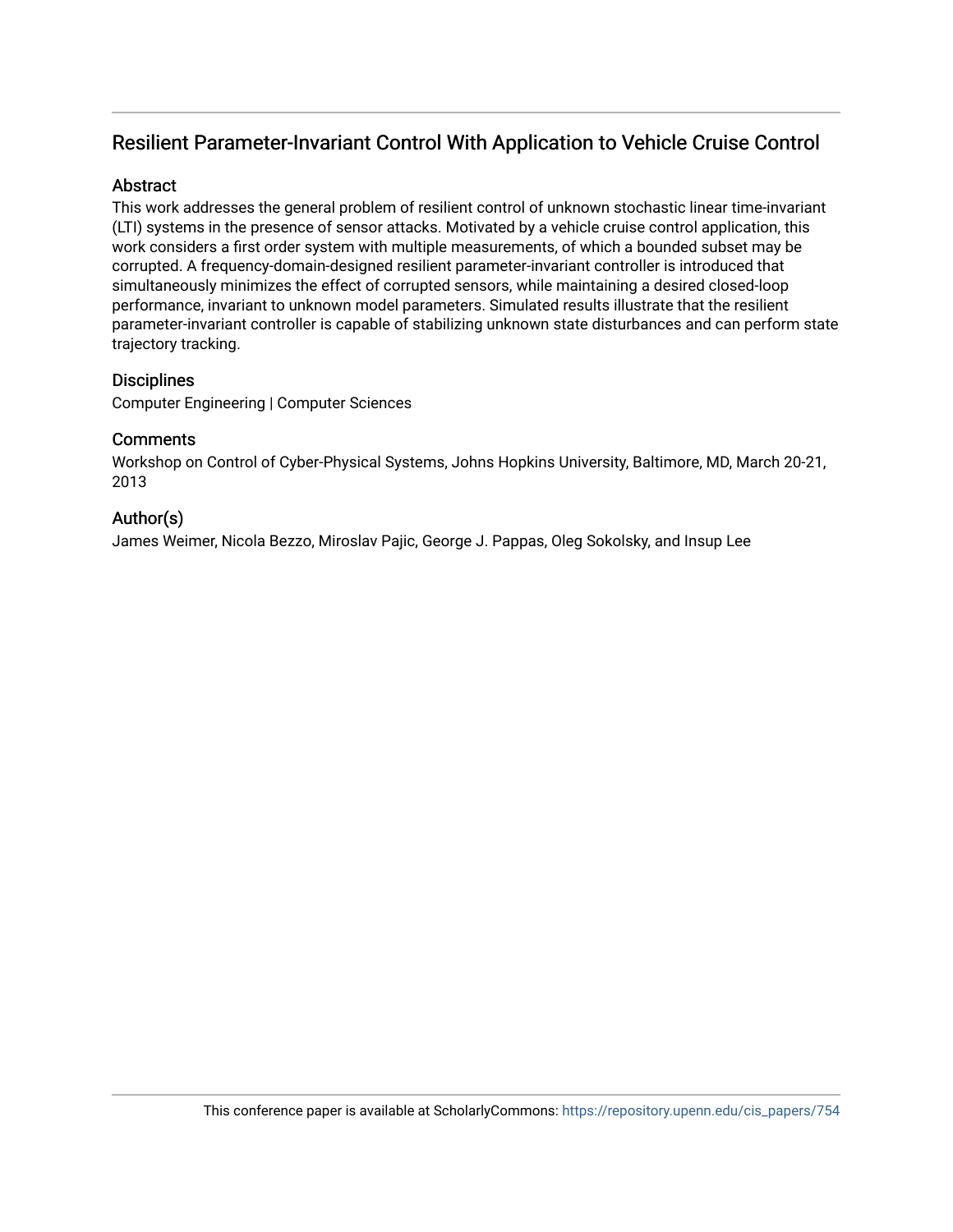## Resilient Parameter-Invariant Control With Application to Vehicle Cruise Control

### Abstract

This work addresses the general problem of resilient control of unknown stochastic linear time-invariant (LTI) systems in the presence of sensor attacks. Motivated by a vehicle cruise control application, this work considers a first order system with multiple measurements, of which a bounded subset may be corrupted. A frequency-domain-designed resilient parameter-invariant controller is introduced that simultaneously minimizes the effect of corrupted sensors, while maintaining a desired closed-loop performance, invariant to unknown model parameters. Simulated results illustrate that the resilient parameter-invariant controller is capable of stabilizing unknown state disturbances and can perform state trajectory tracking.

### Disciplines

Computer Engineering | Computer Sciences

### Comments

Workshop on Control of Cyber-Physical Systems, Johns Hopkins University, Baltimore, MD, March 20-21, 2013

### Author(s)

James Weimer, Nicola Bezzo, Miroslav Pajic, George J. Pappas, Oleg Sokolsky, and Insup Lee

This conference paper is available at ScholarlyCommons: https://repository.upenn.edu/cis_papers/754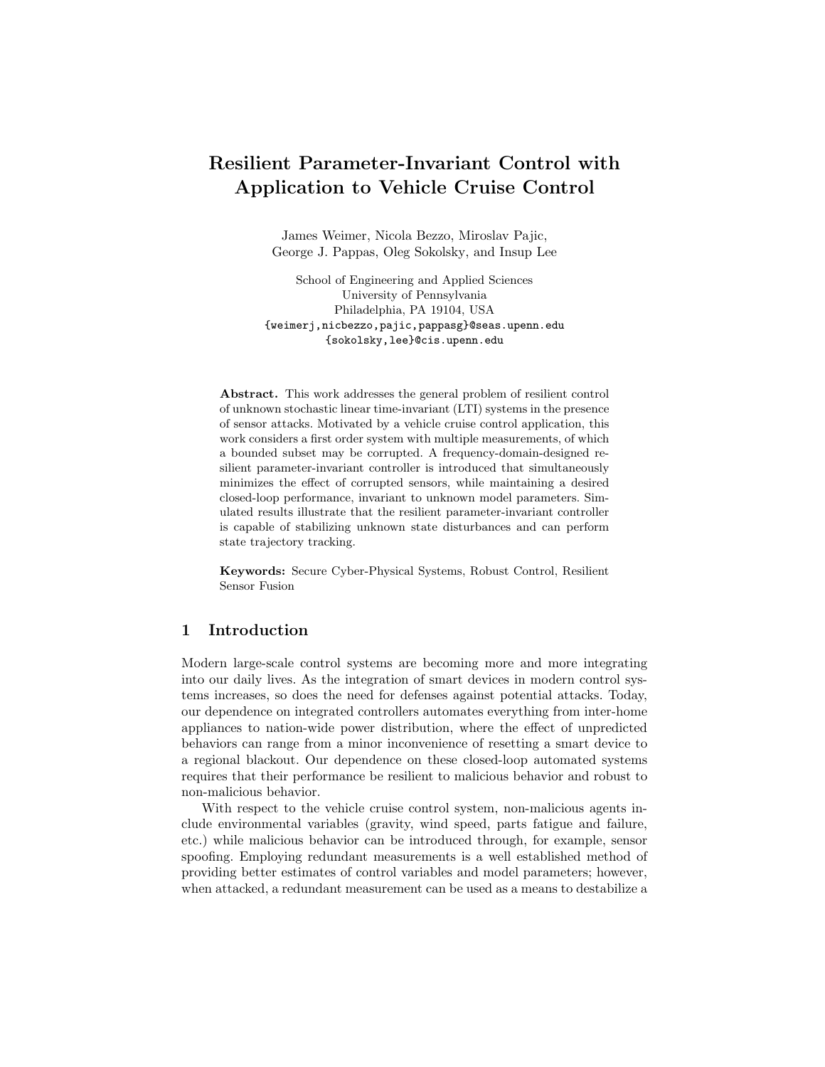# Resilient Parameter-Invariant Control with Application to Vehicle Cruise Control

James Weimer, Nicola Bezzo, Miroslav Pajic,
George J. Pappas, Oleg Sokolsky, and Insup Lee

School of Engineering and Applied Sciences
University of Pennsylvania
Philadelphia, PA 19104, USA
{weimerj,nicbezzo,pajic,pappasg}@seas.upenn.edu
{sokolsky,lee}@cis.upenn.edu

**Abstract.** This work addresses the general problem of resilient control of unknown stochastic linear time-invariant (LTI) systems in the presence of sensor attacks. Motivated by a vehicle cruise control application, this work considers a first order system with multiple measurements, of which a bounded subset may be corrupted. A frequency-domain-designed resilient parameter-invariant controller is introduced that simultaneously minimizes the effect of corrupted sensors, while maintaining a desired closed-loop performance, invariant to unknown model parameters. Simulated results illustrate that the resilient parameter-invariant controller is capable of stabilizing unknown state disturbances and can perform state trajectory tracking.

**Keywords:** Secure Cyber-Physical Systems, Robust Control, Resilient Sensor Fusion

## 1 Introduction

Modern large-scale control systems are becoming more and more integrating into our daily lives. As the integration of smart devices in modern control systems increases, so does the need for defenses against potential attacks. Today, our dependence on integrated controllers automates everything from inter-home appliances to nation-wide power distribution, where the effect of unpredicted behaviors can range from a minor inconvenience of resetting a smart device to a regional blackout. Our dependence on these closed-loop automated systems requires that their performance be resilient to malicious behavior and robust to non-malicious behavior.

With respect to the vehicle cruise control system, non-malicious agents include environmental variables (gravity, wind speed, parts fatigue and failure, etc.) while malicious behavior can be introduced through, for example, sensor spoofing. Employing redundant measurements is a well established method of providing better estimates of control variables and model parameters; however, when attacked, a redundant measurement can be used as a means to destabilize a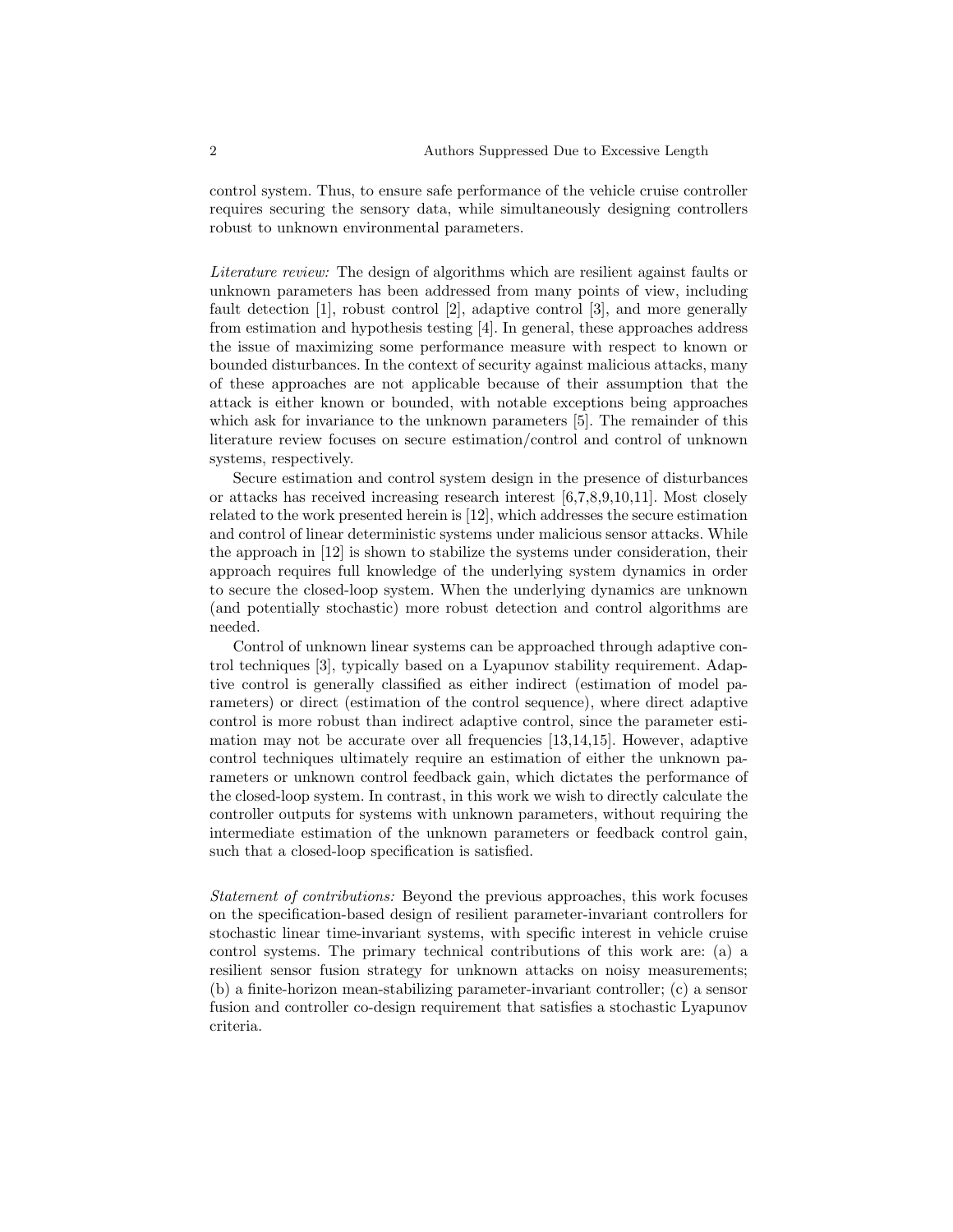control system. Thus, to ensure safe performance of the vehicle cruise controller requires securing the sensory data, while simultaneously designing controllers robust to unknown environmental parameters.

*Literature review:* The design of algorithms which are resilient against faults or unknown parameters has been addressed from many points of view, including fault detection [1], robust control [2], adaptive control [3], and more generally from estimation and hypothesis testing [4]. In general, these approaches address the issue of maximizing some performance measure with respect to known or bounded disturbances. In the context of security against malicious attacks, many of these approaches are not applicable because of their assumption that the attack is either known or bounded, with notable exceptions being approaches which ask for invariance to the unknown parameters [5]. The remainder of this literature review focuses on secure estimation/control and control of unknown systems, respectively.

Secure estimation and control system design in the presence of disturbances or attacks has received increasing research interest [6,7,8,9,10,11]. Most closely related to the work presented herein is [12], which addresses the secure estimation and control of linear deterministic systems under malicious sensor attacks. While the approach in [12] is shown to stabilize the systems under consideration, their approach requires full knowledge of the underlying system dynamics in order to secure the closed-loop system. When the underlying dynamics are unknown (and potentially stochastic) more robust detection and control algorithms are needed.

Control of unknown linear systems can be approached through adaptive control techniques [3], typically based on a Lyapunov stability requirement. Adaptive control is generally classified as either indirect (estimation of model parameters) or direct (estimation of the control sequence), where direct adaptive control is more robust than indirect adaptive control, since the parameter estimation may not be accurate over all frequencies [13,14,15]. However, adaptive control techniques ultimately require an estimation of either the unknown parameters or unknown control feedback gain, which dictates the performance of the closed-loop system. In contrast, in this work we wish to directly calculate the controller outputs for systems with unknown parameters, without requiring the intermediate estimation of the unknown parameters or feedback control gain, such that a closed-loop specification is satisfied.

*Statement of contributions:* Beyond the previous approaches, this work focuses on the specification-based design of resilient parameter-invariant controllers for stochastic linear time-invariant systems, with specific interest in vehicle cruise control systems. The primary technical contributions of this work are: (a) a resilient sensor fusion strategy for unknown attacks on noisy measurements; (b) a finite-horizon mean-stabilizing parameter-invariant controller; (c) a sensor fusion and controller co-design requirement that satisfies a stochastic Lyapunov criteria.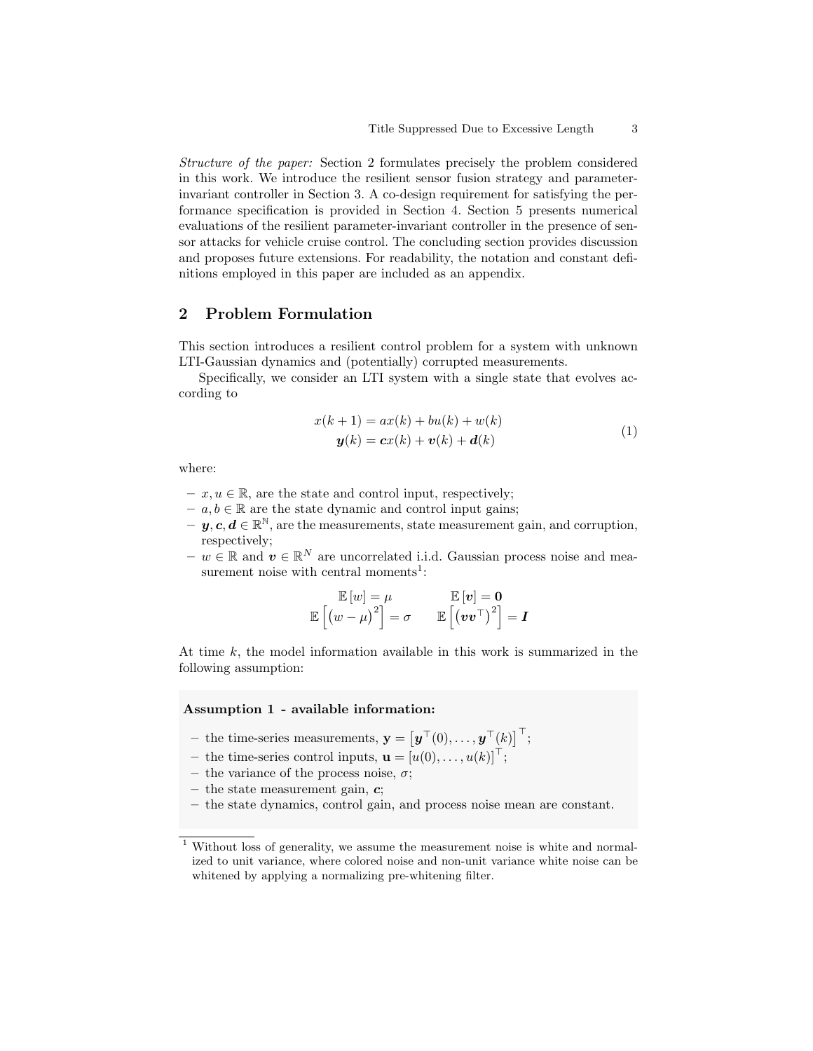*Structure of the paper:* Section 2 formulates precisely the problem considered in this work. We introduce the resilient sensor fusion strategy and parameter-invariant controller in Section 3. A co-design requirement for satisfying the performance specification is provided in Section 4. Section 5 presents numerical evaluations of the resilient parameter-invariant controller in the presence of sensor attacks for vehicle cruise control. The concluding section provides discussion and proposes future extensions. For readability, the notation and constant definitions employed in this paper are included as an appendix.

## 2 Problem Formulation

This section introduces a resilient control problem for a system with unknown LTI-Gaussian dynamics and (potentially) corrupted measurements.

Specifically, we consider an LTI system with a single state that evolves according to

$$\begin{aligned} x(k+1) &= ax(k) + bu(k) + w(k) \\ \boldsymbol{y}(k) &= \boldsymbol{c}x(k) + \boldsymbol{v}(k) + \boldsymbol{d}(k) \end{aligned} \tag{1}$$

where:

- $x, u \in \mathbb{R}$, are the state and control input, respectively;
- $a, b \in \mathbb{R}$ are the state dynamic and control input gains;
- $\boldsymbol{y}, \boldsymbol{c}, \boldsymbol{d} \in \mathbb{R}^{\mathbb{N}}$, are the measurements, state measurement gain, and corruption, respectively;
- $w \in \mathbb{R}$ and $\boldsymbol{v} \in \mathbb{R}^N$ are uncorrelated i.i.d. Gaussian process noise and measurement noise with central moments[1]:

$$\mathbb{E}[w] = \mu \qquad \mathbb{E}[\boldsymbol{v}] = \boldsymbol{0}$$
$$\mathbb{E}\left[(w-\mu)^2\right] = \sigma \qquad \mathbb{E}\left[\left(\boldsymbol{v}\boldsymbol{v}^\top\right)^2\right] = \boldsymbol{I}$$

At time $k$, the model information available in this work is summarized in the following assumption:

**Assumption 1 - available information:**

- the time-series measurements, $\mathbf{y} = \left[\boldsymbol{y}^\top(0), \ldots, \boldsymbol{y}^\top(k)\right]^\top$;
- the time-series control inputs, $\mathbf{u} = [u(0), \ldots, u(k)]^\top$;
- the variance of the process noise, $\sigma$;
- the state measurement gain, $\boldsymbol{c}$;
- the state dynamics, control gain, and process noise mean are constant.

[1] Without loss of generality, we assume the measurement noise is white and normalized to unit variance, where colored noise and non-unit variance white noise can be whitened by applying a normalizing pre-whitening filter.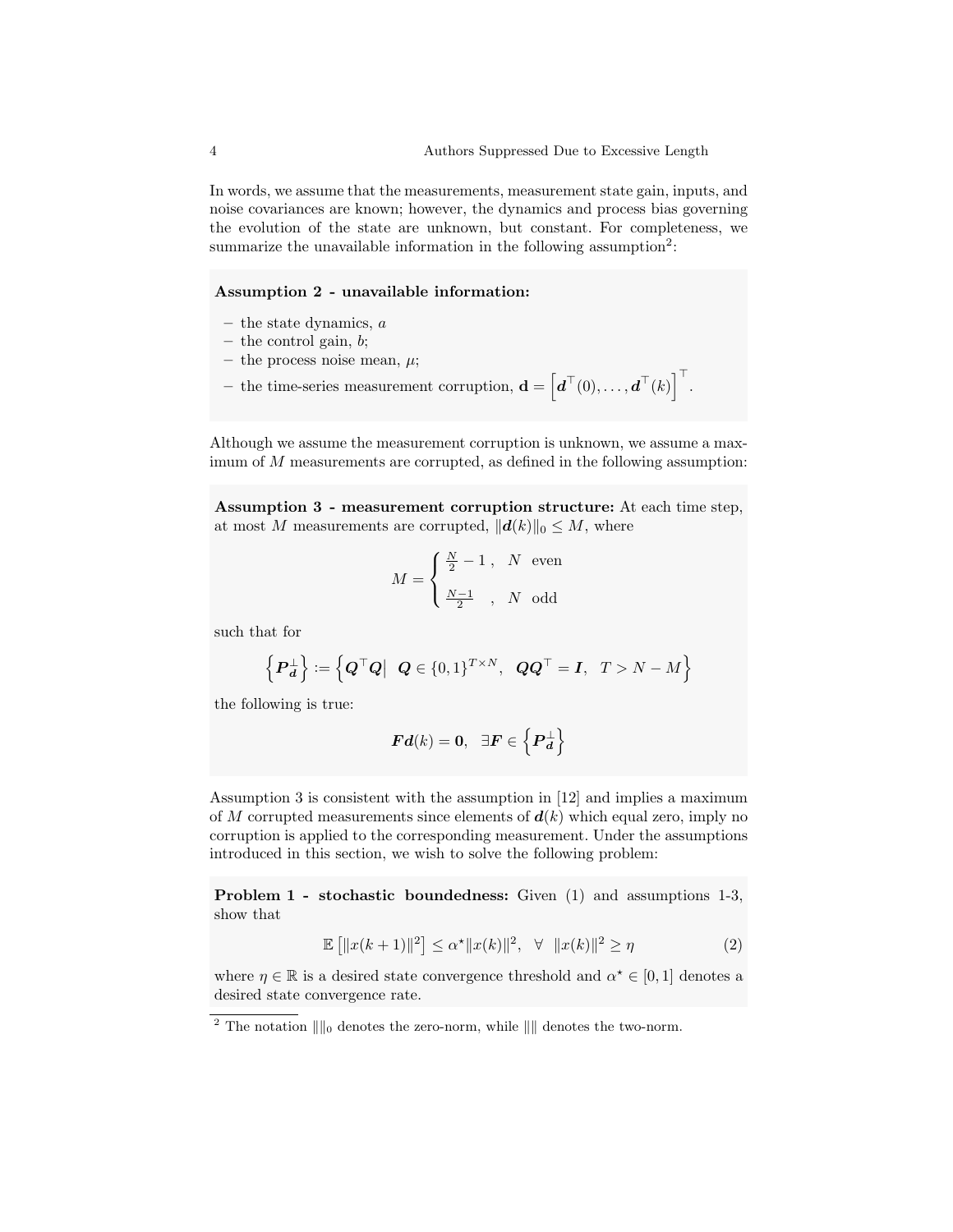In words, we assume that the measurements, measurement state gain, inputs, and noise covariances are known; however, the dynamics and process bias governing the evolution of the state are unknown, but constant. For completeness, we summarize the unavailable information in the following assumption[2]:

**Assumption 2 - unavailable information:**

- the state dynamics, $a$
- the control gain, $b$;
- the process noise mean, $\mu$;
- the time-series measurement corruption, $\mathbf{d} = \left[\boldsymbol{d}^\top(0), \ldots, \boldsymbol{d}^\top(k)\right]^\top$.

Although we assume the measurement corruption is unknown, we assume a maximum of $M$ measurements are corrupted, as defined in the following assumption:

**Assumption 3 - measurement corruption structure:** At each time step, at most $M$ measurements are corrupted, $\|\boldsymbol{d}(k)\|_0 \leq M$, where

$$M = \begin{cases} \frac{N}{2} - 1\,, & N \text{ even} \\ \frac{N-1}{2} \quad, & N \text{ odd} \end{cases}$$

such that for

$$\left\{\boldsymbol{P}_{\boldsymbol{d}}^{\perp}\right\} := \left\{\boldsymbol{Q}^\top \boldsymbol{Q} \middle| \ \boldsymbol{Q} \in \{0,1\}^{T \times N}, \ \ \boldsymbol{Q}\boldsymbol{Q}^\top = \boldsymbol{I}, \ \ T > N - M\right\}$$

the following is true:

$$\boldsymbol{F}\boldsymbol{d}(k) = \boldsymbol{0}, \ \ \exists \boldsymbol{F} \in \left\{\boldsymbol{P}_{\boldsymbol{d}}^{\perp}\right\}$$

Assumption 3 is consistent with the assumption in [12] and implies a maximum of $M$ corrupted measurements since elements of $\boldsymbol{d}(k)$ which equal zero, imply no corruption is applied to the corresponding measurement. Under the assumptions introduced in this section, we wish to solve the following problem:

**Problem 1 - stochastic boundedness:** Given (1) and assumptions 1-3, show that

$$\mathbb{E}\left[\|x(k+1)\|^2\right] \leq \alpha^\star \|x(k)\|^2, \ \ \forall \ \ \|x(k)\|^2 \geq \eta \tag{2}$$

where $\eta \in \mathbb{R}$ is a desired state convergence threshold and $\alpha^\star \in [0, 1]$ denotes a desired state convergence rate.

[2] The notation $\|\|_0$ denotes the zero-norm, while $\|\|$ denotes the two-norm.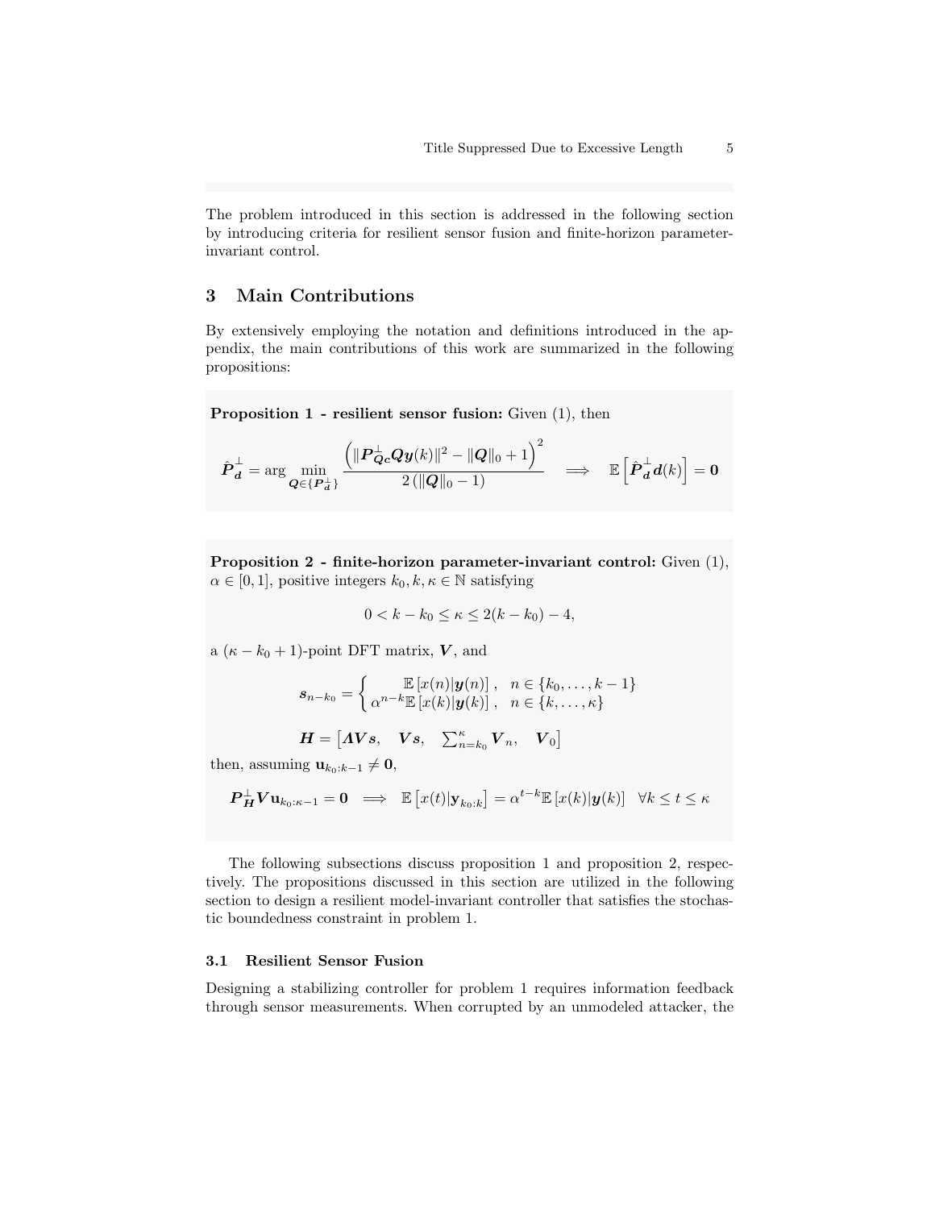The problem introduced in this section is addressed in the following section by introducing criteria for resilient sensor fusion and finite-horizon parameter-invariant control.

## 3 Main Contributions

By extensively employing the notation and definitions introduced in the appendix, the main contributions of this work are summarized in the following propositions:

**Proposition 1 - resilient sensor fusion:** Given (1), then

$$\hat{\boldsymbol{P}}_{\boldsymbol{d}}^{\perp} = \arg \min_{\boldsymbol{Q} \in \{\boldsymbol{P}_{\boldsymbol{d}}^{\perp}\}} \frac{\left(\|\boldsymbol{P}_{\boldsymbol{Qc}}^{\perp} \boldsymbol{Q} \boldsymbol{y}(k)\|^2 - \|\boldsymbol{Q}\|_0 + 1\right)^2}{2\left(\|\boldsymbol{Q}\|_0 - 1\right)} \implies \mathbb{E}\left[\hat{\boldsymbol{P}}_{\boldsymbol{d}}^{\perp} \boldsymbol{d}(k)\right] = \boldsymbol{0}$$

**Proposition 2 - finite-horizon parameter-invariant control:** Given (1), $\alpha \in [0, 1]$, positive integers $k_0, k, \kappa \in \mathbb{N}$ satisfying

$$0 < k - k_0 \leq \kappa \leq 2(k - k_0) - 4,$$

a $(\kappa - k_0 + 1)$-point DFT matrix, $\boldsymbol{V}$, and

$$\boldsymbol{s}_{n-k_0} = \begin{cases} \mathbb{E}\left[x(n)|\boldsymbol{y}(n)\right], & n \in \{k_0, \ldots, k-1\} \\ \alpha^{n-k} \mathbb{E}\left[x(k)|\boldsymbol{y}(k)\right], & n \in \{k, \ldots, \kappa\} \end{cases}$$

$$\boldsymbol{H} = \begin{bmatrix} \boldsymbol{\Lambda} \boldsymbol{V} \boldsymbol{s}, & \boldsymbol{V} \boldsymbol{s}, & \sum_{n=k_0}^{\kappa} \boldsymbol{V}_n, & \boldsymbol{V}_0 \end{bmatrix}$$

then, assuming $\mathbf{u}_{k_0:k-1} \neq \mathbf{0}$,

$$\boldsymbol{P}_{\boldsymbol{H}}^{\perp} \boldsymbol{V} \mathbf{u}_{k_0:\kappa-1} = \mathbf{0} \implies \mathbb{E}\left[x(t)|\mathbf{y}_{k_0:k}\right] = \alpha^{t-k} \mathbb{E}\left[x(k)|\boldsymbol{y}(k)\right] \quad \forall k \leq t \leq \kappa$$

The following subsections discuss proposition 1 and proposition 2, respectively. The propositions discussed in this section are utilized in the following section to design a resilient model-invariant controller that satisfies the stochastic boundedness constraint in problem 1.

### 3.1 Resilient Sensor Fusion

Designing a stabilizing controller for problem 1 requires information feedback through sensor measurements. When corrupted by an unmodeled attacker, the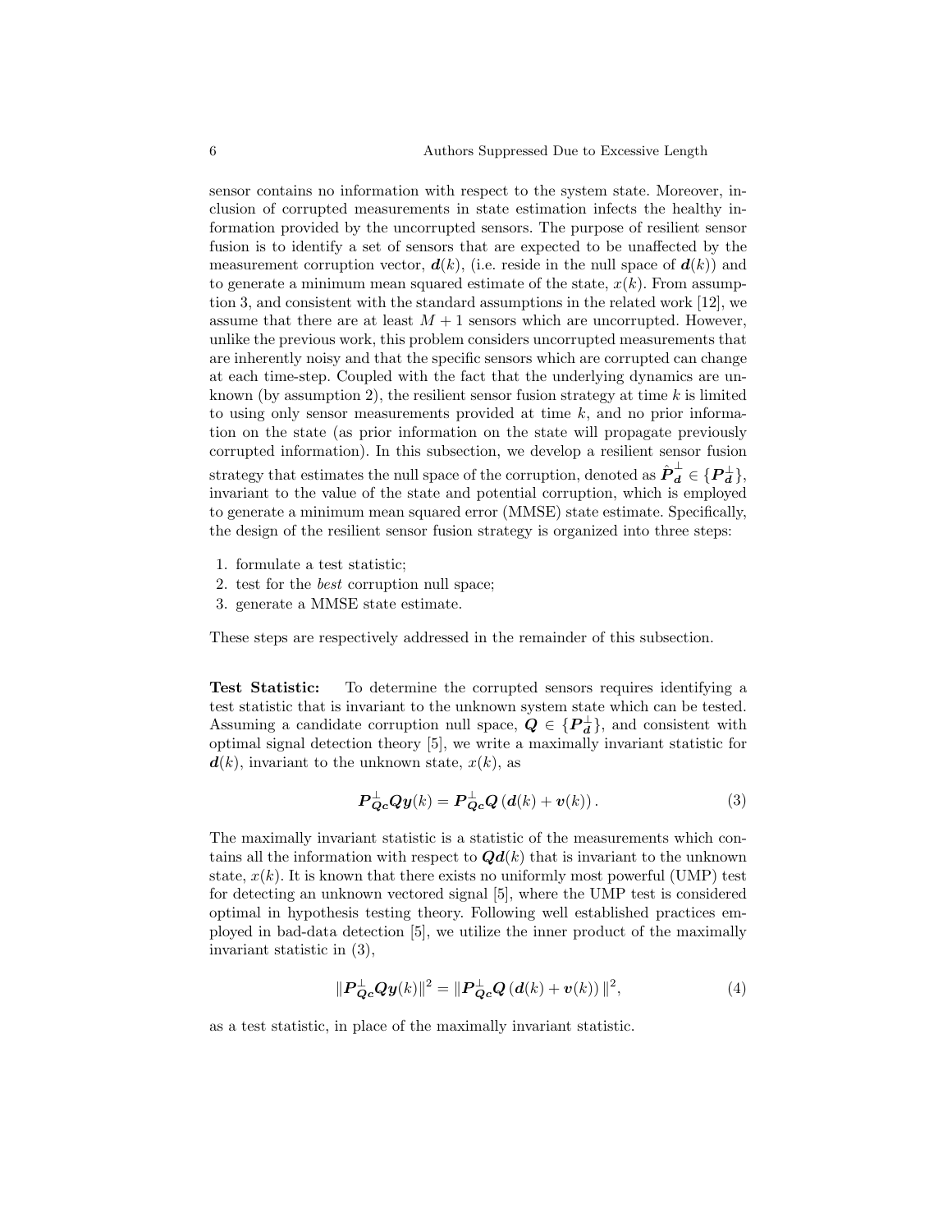sensor contains no information with respect to the system state. Moreover, inclusion of corrupted measurements in state estimation infects the healthy information provided by the uncorrupted sensors. The purpose of resilient sensor fusion is to identify a set of sensors that are expected to be unaffected by the measurement corruption vector, $\boldsymbol{d}(k)$, (i.e. reside in the null space of $\boldsymbol{d}(k)$) and to generate a minimum mean squared estimate of the state, $x(k)$. From assumption 3, and consistent with the standard assumptions in the related work [12], we assume that there are at least $M+1$ sensors which are uncorrupted. However, unlike the previous work, this problem considers uncorrupted measurements that are inherently noisy and that the specific sensors which are corrupted can change at each time-step. Coupled with the fact that the underlying dynamics are unknown (by assumption 2), the resilient sensor fusion strategy at time $k$ is limited to using only sensor measurements provided at time $k$, and no prior information on the state (as prior information on the state will propagate previously corrupted information). In this subsection, we develop a resilient sensor fusion strategy that estimates the null space of the corruption, denoted as $\hat{\boldsymbol{P}}_{\boldsymbol{d}}^{\perp} \in \{\boldsymbol{P}_{\boldsymbol{d}}^{\perp}\}$, invariant to the value of the state and potential corruption, which is employed to generate a minimum mean squared error (MMSE) state estimate. Specifically, the design of the resilient sensor fusion strategy is organized into three steps:

1. formulate a test statistic;
2. test for the *best* corruption null space;
3. generate a MMSE state estimate.

These steps are respectively addressed in the remainder of this subsection.

**Test Statistic:** To determine the corrupted sensors requires identifying a test statistic that is invariant to the unknown system state which can be tested. Assuming a candidate corruption null space, $\boldsymbol{Q} \in \{\boldsymbol{P}_{\boldsymbol{d}}^{\perp}\}$, and consistent with optimal signal detection theory [5], we write a maximally invariant statistic for $\boldsymbol{d}(k)$, invariant to the unknown state, $x(k)$, as

$$\boldsymbol{P}_{\boldsymbol{Qc}}^{\perp}\boldsymbol{Q}\boldsymbol{y}(k) = \boldsymbol{P}_{\boldsymbol{Qc}}^{\perp}\boldsymbol{Q}\left(\boldsymbol{d}(k) + \boldsymbol{v}(k)\right). \tag{3}$$

The maximally invariant statistic is a statistic of the measurements which contains all the information with respect to $\boldsymbol{Q}\boldsymbol{d}(k)$ that is invariant to the unknown state, $x(k)$. It is known that there exists no uniformly most powerful (UMP) test for detecting an unknown vectored signal [5], where the UMP test is considered optimal in hypothesis testing theory. Following well established practices employed in bad-data detection [5], we utilize the inner product of the maximally invariant statistic in (3),

$$\|\boldsymbol{P}_{\boldsymbol{Qc}}^{\perp}\boldsymbol{Q}\boldsymbol{y}(k)\|^2 = \|\boldsymbol{P}_{\boldsymbol{Qc}}^{\perp}\boldsymbol{Q}\left(\boldsymbol{d}(k) + \boldsymbol{v}(k)\right)\|^2, \tag{4}$$

as a test statistic, in place of the maximally invariant statistic.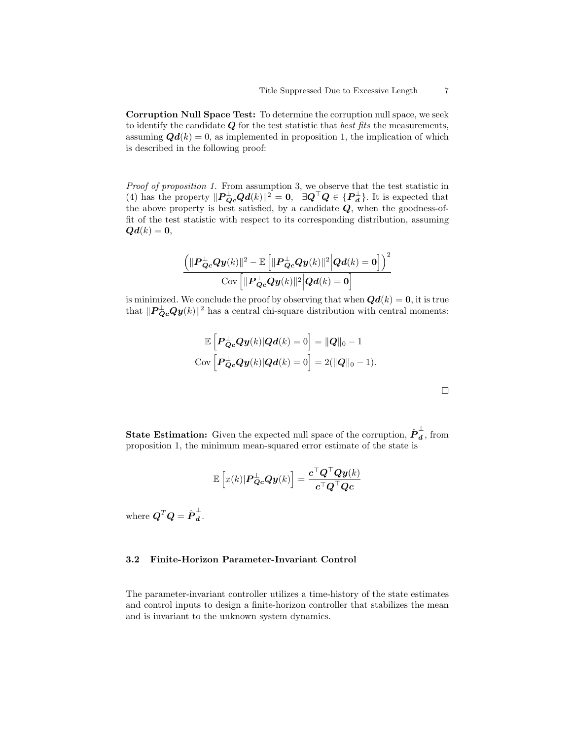**Corruption Null Space Test:** To determine the corruption null space, we seek to identify the candidate $\boldsymbol{Q}$ for the test statistic that *best fits* the measurements, assuming $\boldsymbol{Q}\boldsymbol{d}(k) = 0$, as implemented in proposition 1, the implication of which is described in the following proof:

*Proof of proposition 1.* From assumption 3, we observe that the test statistic in (4) has the property $\|\boldsymbol{P}^{\perp}_{\boldsymbol{Q}\boldsymbol{c}}\boldsymbol{Q}\boldsymbol{d}(k)\|^2 = \boldsymbol{0}, \quad \exists \boldsymbol{Q}^{\top}\boldsymbol{Q} \in \{\boldsymbol{P}^{\perp}_{\boldsymbol{d}}\}$. It is expected that the above property is best satisfied, by a candidate $\boldsymbol{Q}$, when the goodness-of-fit of the test statistic with respect to its corresponding distribution, assuming $\boldsymbol{Q}\boldsymbol{d}(k) = \boldsymbol{0}$,

$$\frac{\left(\|\boldsymbol{P}^{\perp}_{\boldsymbol{Q}\boldsymbol{c}}\boldsymbol{Q}\boldsymbol{y}(k)\|^2 - \mathbb{E}\left[\|\boldsymbol{P}^{\perp}_{\boldsymbol{Q}\boldsymbol{c}}\boldsymbol{Q}\boldsymbol{y}(k)\|^2 \middle| \boldsymbol{Q}\boldsymbol{d}(k) = \boldsymbol{0}\right]\right)^2}{\operatorname{Cov}\left[\|\boldsymbol{P}^{\perp}_{\boldsymbol{Q}\boldsymbol{c}}\boldsymbol{Q}\boldsymbol{y}(k)\|^2 \middle| \boldsymbol{Q}\boldsymbol{d}(k) = \boldsymbol{0}\right]}$$

is minimized. We conclude the proof by observing that when $\boldsymbol{Q}\boldsymbol{d}(k) = \boldsymbol{0}$, it is true that $\|\boldsymbol{P}^{\perp}_{\boldsymbol{Q}\boldsymbol{c}}\boldsymbol{Q}\boldsymbol{y}(k)\|^2$ has a central chi-square distribution with central moments:

$$\mathbb{E}\left[\boldsymbol{P}^{\perp}_{\boldsymbol{Q}\boldsymbol{c}}\boldsymbol{Q}\boldsymbol{y}(k) | \boldsymbol{Q}\boldsymbol{d}(k) = 0\right] = \|\boldsymbol{Q}\|_0 - 1$$
$$\operatorname{Cov}\left[\boldsymbol{P}^{\perp}_{\boldsymbol{Q}\boldsymbol{c}}\boldsymbol{Q}\boldsymbol{y}(k) | \boldsymbol{Q}\boldsymbol{d}(k) = 0\right] = 2(\|\boldsymbol{Q}\|_0 - 1).$$

$\square$

**State Estimation:** Given the expected null space of the corruption, $\hat{\boldsymbol{P}}^{\perp}_{\boldsymbol{d}}$, from proposition 1, the minimum mean-squared error estimate of the state is

$$\mathbb{E}\left[x(k) | \boldsymbol{P}^{\perp}_{\boldsymbol{Q}\boldsymbol{c}}\boldsymbol{Q}\boldsymbol{y}(k)\right] = \frac{\boldsymbol{c}^{\top}\boldsymbol{Q}^{\top}\boldsymbol{Q}\boldsymbol{y}(k)}{\boldsymbol{c}^{\top}\boldsymbol{Q}^{\top}\boldsymbol{Q}\boldsymbol{c}}$$

where $\boldsymbol{Q}^T\boldsymbol{Q} = \hat{\boldsymbol{P}}^{\perp}_{\boldsymbol{d}}$.

### 3.2 Finite-Horizon Parameter-Invariant Control

The parameter-invariant controller utilizes a time-history of the state estimates and control inputs to design a finite-horizon controller that stabilizes the mean and is invariant to the unknown system dynamics.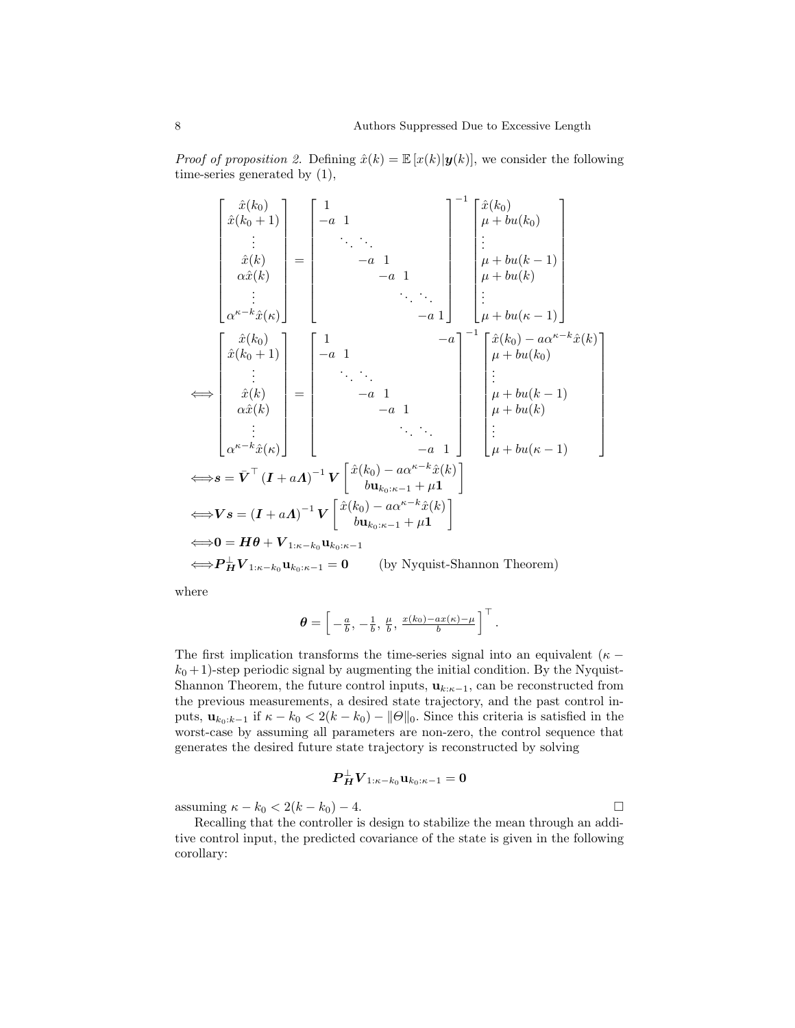*Proof of proposition 2.* Defining $\hat{x}(k) = \mathbb{E}\left[x(k)|\boldsymbol{y}(k)\right]$, we consider the following time-series generated by (1),

$$
\begin{bmatrix} \hat{x}(k_0) \\ \hat{x}(k_0+1) \\ \vdots \\ \hat{x}(k) \\ \alpha\hat{x}(k) \\ \vdots \\ \alpha^{\kappa-k}\hat{x}(\kappa) \end{bmatrix} = \begin{bmatrix} 1 & & & & & & \\ -a & 1 & & & & & \\ & \ddots & \ddots & & & & \\ & & -a & 1 & & & \\ & & & -a & 1 & & \\ & & & & \ddots & \ddots & \\ & & & & & -a & 1 \end{bmatrix}^{-1} \begin{bmatrix} \hat{x}(k_0) \\ \mu + bu(k_0) \\ \vdots \\ \mu + bu(k-1) \\ \mu + bu(k) \\ \vdots \\ \mu + bu(\kappa-1) \end{bmatrix}
$$

$$
\iff \begin{bmatrix} \hat{x}(k_0) \\ \hat{x}(k_0+1) \\ \vdots \\ \hat{x}(k) \\ \alpha\hat{x}(k) \\ \vdots \\ \alpha^{\kappa-k}\hat{x}(\kappa) \end{bmatrix} = \begin{bmatrix} 1 & & & & & & -a \\ -a & 1 & & & & & \\ & \ddots & \ddots & & & & \\ & & -a & 1 & & & \\ & & & -a & 1 & & \\ & & & & \ddots & \ddots & \\ & & & & & -a & 1 \end{bmatrix}^{-1} \begin{bmatrix} \hat{x}(k_0) - a\alpha^{\kappa-k}\hat{x}(k) \\ \mu + bu(k_0) \\ \vdots \\ \mu + bu(k-1) \\ \mu + bu(k) \\ \vdots \\ \mu + bu(\kappa-1) \end{bmatrix}
$$

$$
\iff \boldsymbol{s} = \bar{\boldsymbol{V}}^{\top}\left(\boldsymbol{I} + a\boldsymbol{\Lambda}\right)^{-1}\boldsymbol{V}\begin{bmatrix} \hat{x}(k_0) - a\alpha^{\kappa-k}\hat{x}(k) \\ b\mathbf{u}_{k_0:\kappa-1} + \mu\mathbf{1} \end{bmatrix}
$$

$$
\iff \boldsymbol{V}\boldsymbol{s} = \left(\boldsymbol{I} + a\boldsymbol{\Lambda}\right)^{-1}\boldsymbol{V}\begin{bmatrix} \hat{x}(k_0) - a\alpha^{\kappa-k}\hat{x}(k) \\ b\mathbf{u}_{k_0:\kappa-1} + \mu\mathbf{1} \end{bmatrix}
$$

$$
\iff \mathbf{0} = \boldsymbol{H}\boldsymbol{\theta} + \boldsymbol{V}_{1:\kappa-k_0}\mathbf{u}_{k_0:\kappa-1}
$$

$$
\iff \boldsymbol{P}_{\boldsymbol{H}}^{\perp}\boldsymbol{V}_{1:\kappa-k_0}\mathbf{u}_{k_0:\kappa-1} = \mathbf{0} \qquad \text{(by Nyquist-Shannon Theorem)}
$$

where

$$
\boldsymbol{\theta} = \left[-\tfrac{a}{b},\, -\tfrac{1}{b},\, \tfrac{\mu}{b},\, \tfrac{x(k_0) - ax(\kappa) - \mu}{b}\right]^{\top}.
$$

The first implication transforms the time-series signal into an equivalent $(\kappa - k_0 + 1)$-step periodic signal by augmenting the initial condition. By the Nyquist-Shannon Theorem, the future control inputs, $\mathbf{u}_{k:\kappa-1}$, can be reconstructed from the previous measurements, a desired state trajectory, and the past control inputs, $\mathbf{u}_{k_0:k-1}$ if $\kappa - k_0 < 2(k - k_0) - \|\Theta\|_0$. Since this criteria is satisfied in the worst-case by assuming all parameters are non-zero, the control sequence that generates the desired future state trajectory is reconstructed by solving

$$
\boldsymbol{P}_{\boldsymbol{H}}^{\perp}\boldsymbol{V}_{1:\kappa-k_0}\mathbf{u}_{k_0:\kappa-1} = \mathbf{0}
$$

assuming $\kappa - k_0 < 2(k - k_0) - 4$. □

Recalling that the controller is design to stabilize the mean through an additive control input, the predicted covariance of the state is given in the following corollary: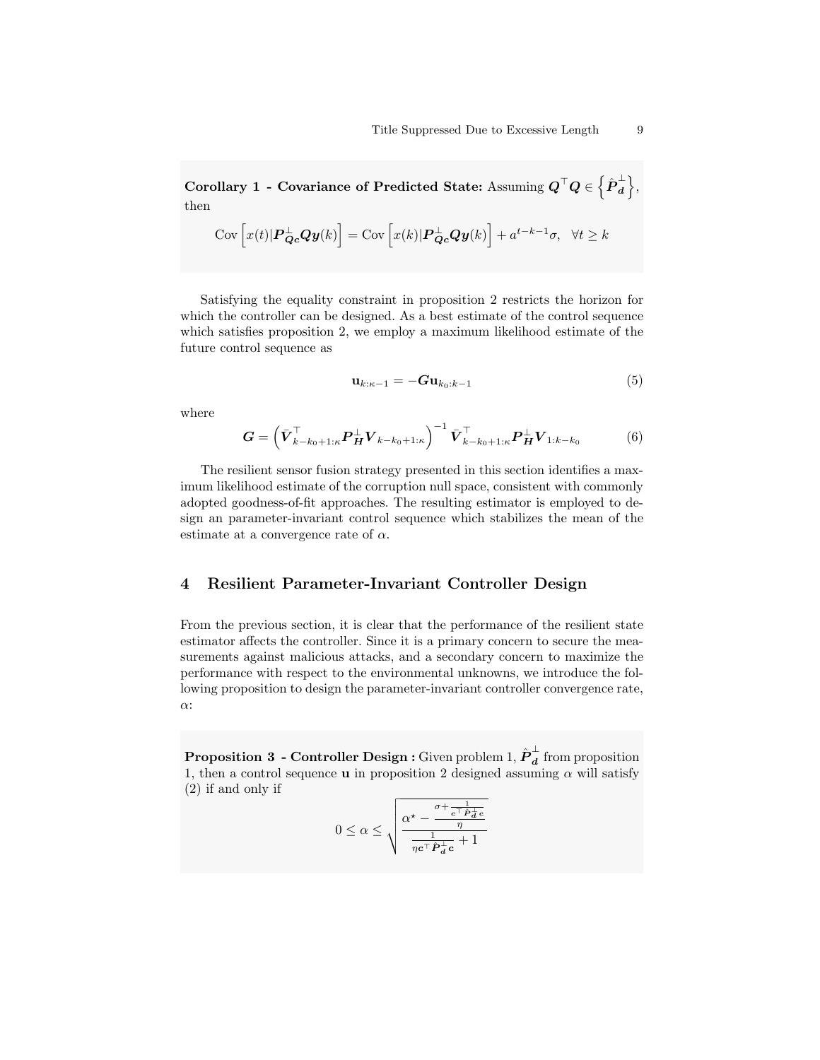**Corollary 1 - Covariance of Predicted State:** Assuming $\boldsymbol{Q}^\top \boldsymbol{Q} \in \left\{ \hat{\boldsymbol{P}}_{\boldsymbol{d}}^{\perp} \right\}$, then

$$\text{Cov}\left[ x(t) | \boldsymbol{P}_{\boldsymbol{Qc}}^{\perp} \boldsymbol{Q} \boldsymbol{y}(k) \right] = \text{Cov}\left[ x(k) | \boldsymbol{P}_{\boldsymbol{Qc}}^{\perp} \boldsymbol{Q} \boldsymbol{y}(k) \right] + a^{t-k-1}\sigma, \quad \forall t \geq k$$

Satisfying the equality constraint in proposition 2 restricts the horizon for which the controller can be designed. As a best estimate of the control sequence which satisfies proposition 2, we employ a maximum likelihood estimate of the future control sequence as

$$\mathbf{u}_{k:\kappa-1} = -\boldsymbol{G}\mathbf{u}_{k_0:k-1} \tag{5}$$

where

$$\boldsymbol{G} = \left( \bar{\boldsymbol{V}}_{k-k_0+1:\kappa}^{\top} \boldsymbol{P}_{\boldsymbol{H}}^{\perp} \boldsymbol{V}_{k-k_0+1:\kappa} \right)^{-1} \bar{\boldsymbol{V}}_{k-k_0+1:\kappa}^{\top} \boldsymbol{P}_{\boldsymbol{H}}^{\perp} \boldsymbol{V}_{1:k-k_0} \tag{6}$$

The resilient sensor fusion strategy presented in this section identifies a maximum likelihood estimate of the corruption null space, consistent with commonly adopted goodness-of-fit approaches. The resulting estimator is employed to design an parameter-invariant control sequence which stabilizes the mean of the estimate at a convergence rate of $\alpha$.

## 4 Resilient Parameter-Invariant Controller Design

From the previous section, it is clear that the performance of the resilient state estimator affects the controller. Since it is a primary concern to secure the measurements against malicious attacks, and a secondary concern to maximize the performance with respect to the environmental unknowns, we introduce the following proposition to design the parameter-invariant controller convergence rate, $\alpha$:

**Proposition 3 - Controller Design :** Given problem 1, $\hat{\boldsymbol{P}}_{\boldsymbol{d}}^{\perp}$ from proposition 1, then a control sequence $\mathbf{u}$ in proposition 2 designed assuming $\alpha$ will satisfy (2) if and only if

$$0 \leq \alpha \leq \sqrt{\frac{\alpha^{\star} - \frac{\sigma + \frac{1}{\boldsymbol{c}^\top \hat{\boldsymbol{P}}_{\boldsymbol{d}}^{\perp} \boldsymbol{c}}}{\eta}}{\frac{1}{\eta \boldsymbol{c}^\top \hat{\boldsymbol{P}}_{\boldsymbol{d}}^{\perp} \boldsymbol{c}} + 1}}$$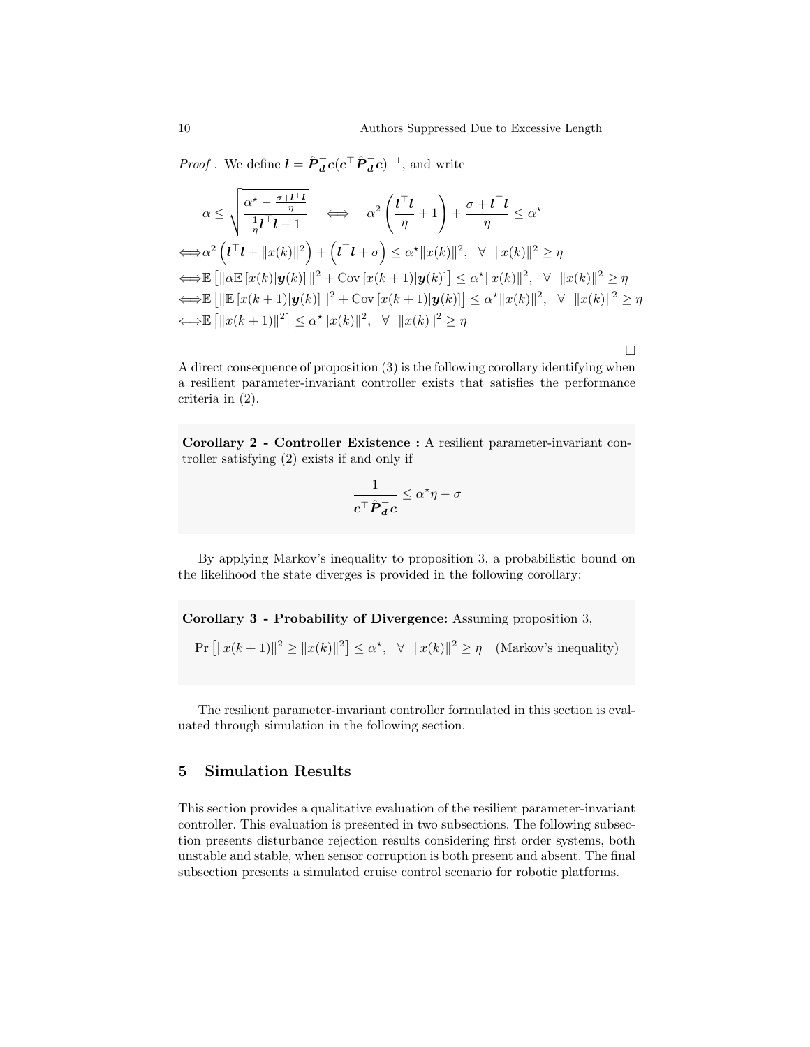*Proof .* We define $\boldsymbol{l} = \hat{\boldsymbol{P}}_{\boldsymbol{d}}^{\perp}\boldsymbol{c}(\boldsymbol{c}^{\top}\hat{\boldsymbol{P}}_{\boldsymbol{d}}^{\perp}\boldsymbol{c})^{-1}$, and write

$$
\begin{aligned}
&\alpha \leq \sqrt{\frac{\alpha^{\star} - \frac{\sigma + \boldsymbol{l}^{\top}\boldsymbol{l}}{\eta}}{\frac{1}{\eta}\boldsymbol{l}^{\top}\boldsymbol{l} + 1}} \iff \alpha^2\left(\frac{\boldsymbol{l}^{\top}\boldsymbol{l}}{\eta} + 1\right) + \frac{\sigma + \boldsymbol{l}^{\top}\boldsymbol{l}}{\eta} \leq \alpha^{\star} \\
&\iff \alpha^2\left(\boldsymbol{l}^{\top}\boldsymbol{l} + \|x(k)\|^2\right) + \left(\boldsymbol{l}^{\top}\boldsymbol{l} + \sigma\right) \leq \alpha^{\star}\|x(k)\|^2, \quad \forall \quad \|x(k)\|^2 \geq \eta \\
&\iff \mathbb{E}\left[\|\alpha\mathbb{E}\left[x(k)|\boldsymbol{y}(k)\right]\|^2 + \mathrm{Cov}\left[x(k+1)|\boldsymbol{y}(k)\right]\right] \leq \alpha^{\star}\|x(k)\|^2, \quad \forall \quad \|x(k)\|^2 \geq \eta \\
&\iff \mathbb{E}\left[\|\mathbb{E}\left[x(k+1)|\boldsymbol{y}(k)\right]\|^2 + \mathrm{Cov}\left[x(k+1)|\boldsymbol{y}(k)\right]\right] \leq \alpha^{\star}\|x(k)\|^2, \quad \forall \quad \|x(k)\|^2 \geq \eta \\
&\iff \mathbb{E}\left[\|x(k+1)\|^2\right] \leq \alpha^{\star}\|x(k)\|^2, \quad \forall \quad \|x(k)\|^2 \geq \eta
\end{aligned}
$$

□

A direct consequence of proposition (3) is the following corollary identifying when a resilient parameter-invariant controller exists that satisfies the performance criteria in (2).

**Corollary 2 - Controller Existence :** A resilient parameter-invariant controller satisfying (2) exists if and only if

$$\frac{1}{\boldsymbol{c}^{\top}\hat{\boldsymbol{P}}_{\boldsymbol{d}}^{\perp}\boldsymbol{c}} \leq \alpha^{\star}\eta - \sigma$$

By applying Markov's inequality to proposition 3, a probabilistic bound on the likelihood the state diverges is provided in the following corollary:

**Corollary 3 - Probability of Divergence:** Assuming proposition 3,

$$\Pr\left[\|x(k+1)\|^2 \geq \|x(k)\|^2\right] \leq \alpha^{\star}, \quad \forall \quad \|x(k)\|^2 \geq \eta \quad \text{(Markov's inequality)}$$

The resilient parameter-invariant controller formulated in this section is evaluated through simulation in the following section.

## 5 Simulation Results

This section provides a qualitative evaluation of the resilient parameter-invariant controller. This evaluation is presented in two subsections. The following subsection presents disturbance rejection results considering first order systems, both unstable and stable, when sensor corruption is both present and absent. The final subsection presents a simulated cruise control scenario for robotic platforms.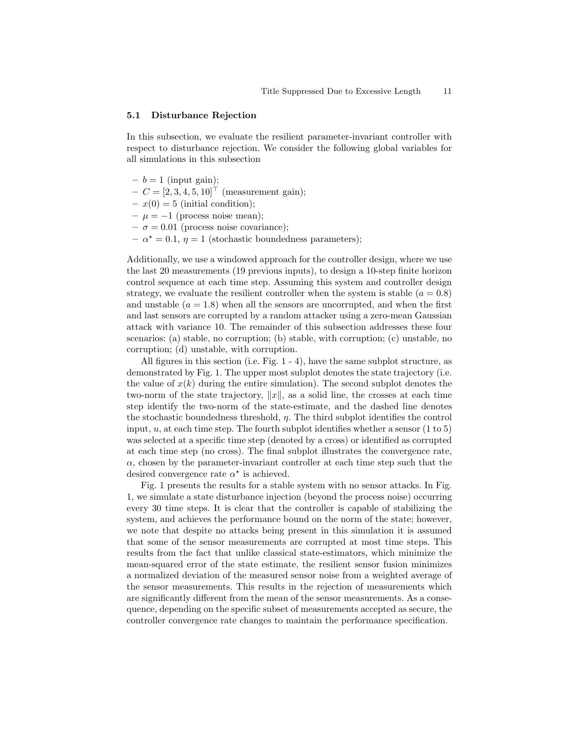### 5.1 Disturbance Rejection

In this subsection, we evaluate the resilient parameter-invariant controller with respect to disturbance rejection. We consider the following global variables for all simulations in this subsection

- $b = 1$ (input gain);
- $C = [2, 3, 4, 5, 10]^\top$ (measurement gain);
- $x(0) = 5$ (initial condition);
- $\mu = -1$ (process noise mean);
- $\sigma = 0.01$ (process noise covariance);
- $\alpha^\star = 0.1$, $\eta = 1$ (stochastic boundedness parameters);

Additionally, we use a windowed approach for the controller design, where we use the last 20 measurements (19 previous inputs), to design a 10-step finite horizon control sequence at each time step. Assuming this system and controller design strategy, we evaluate the resilient controller when the system is stable ($a = 0.8$) and unstable ($a = 1.8$) when all the sensors are uncorrupted, and when the first and last sensors are corrupted by a random attacker using a zero-mean Gaussian attack with variance 10. The remainder of this subsection addresses these four scenarios: (a) stable, no corruption; (b) stable, with corruption; (c) unstable, no corruption; (d) unstable, with corruption.

All figures in this section (i.e. Fig. 1 - 4), have the same subplot structure, as demonstrated by Fig. 1. The upper most subplot denotes the state trajectory (i.e. the value of $x(k)$ during the entire simulation). The second subplot denotes the two-norm of the state trajectory, $\|x\|$, as a solid line, the crosses at each time step identify the two-norm of the state-estimate, and the dashed line denotes the stochastic boundedness threshold, $\eta$. The third subplot identifies the control input, $u$, at each time step. The fourth subplot identifies whether a sensor (1 to 5) was selected at a specific time step (denoted by a cross) or identified as corrupted at each time step (no cross). The final subplot illustrates the convergence rate, $\alpha$, chosen by the parameter-invariant controller at each time step such that the desired convergence rate $\alpha^\star$ is achieved.

Fig. 1 presents the results for a stable system with no sensor attacks. In Fig. 1, we simulate a state disturbance injection (beyond the process noise) occurring every 30 time steps. It is clear that the controller is capable of stabilizing the system, and achieves the performance bound on the norm of the state; however, we note that despite no attacks being present in this simulation it is assumed that some of the sensor measurements are corrupted at most time steps. This results from the fact that unlike classical state-estimators, which minimize the mean-squared error of the state estimate, the resilient sensor fusion minimizes a normalized deviation of the measured sensor noise from a weighted average of the sensor measurements. This results in the rejection of measurements which are significantly different from the mean of the sensor measurements. As a consequence, depending on the specific subset of measurements accepted as secure, the controller convergence rate changes to maintain the performance specification.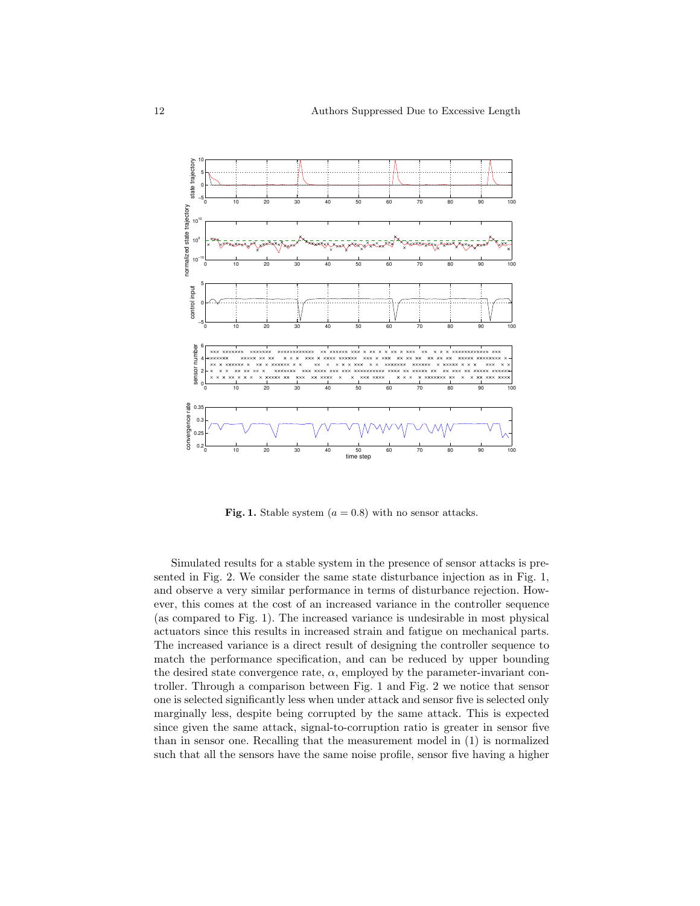**Fig. 1.** Stable system ($a = 0.8$) with no sensor attacks.

Simulated results for a stable system in the presence of sensor attacks is presented in Fig. 2. We consider the same state disturbance injection as in Fig. 1, and observe a very similar performance in terms of disturbance rejection. However, this comes at the cost of an increased variance in the controller sequence (as compared to Fig. 1). The increased variance is undesirable in most physical actuators since this results in increased strain and fatigue on mechanical parts. The increased variance is a direct result of designing the controller sequence to match the performance specification, and can be reduced by upper bounding the desired state convergence rate, $\alpha$, employed by the parameter-invariant controller. Through a comparison between Fig. 1 and Fig. 2 we notice that sensor one is selected significantly less when under attack and sensor five is selected only marginally less, despite being corrupted by the same attack. This is expected since given the same attack, signal-to-corruption ratio is greater in sensor five than in sensor one. Recalling that the measurement model in (1) is normalized such that all the sensors have the same noise profile, sensor five having a higher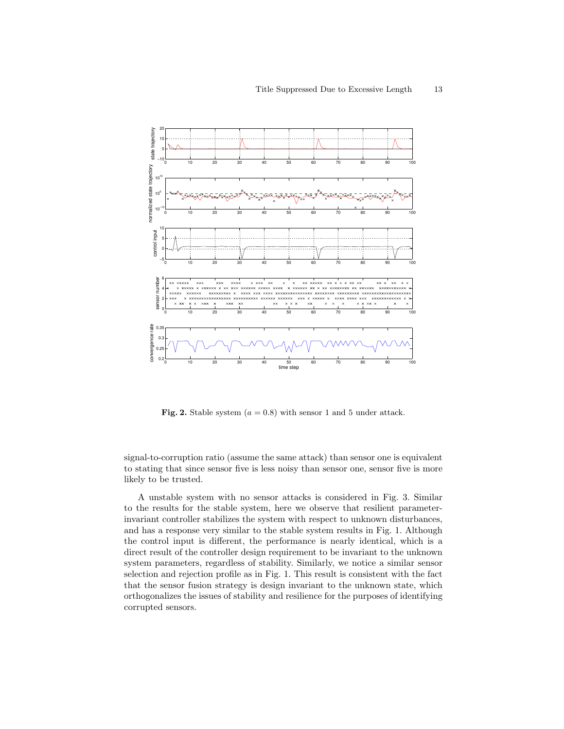**Fig. 2.** Stable system ($a = 0.8$) with sensor 1 and 5 under attack.

signal-to-corruption ratio (assume the same attack) than sensor one is equivalent to stating that since sensor five is less noisy than sensor one, sensor five is more likely to be trusted.

A unstable system with no sensor attacks is considered in Fig. 3. Similar to the results for the stable system, here we observe that resilient parameter-invariant controller stabilizes the system with respect to unknown disturbances, and has a response very similar to the stable system results in Fig. 1. Although the control input is different, the performance is nearly identical, which is a direct result of the controller design requirement to be invariant to the unknown system parameters, regardless of stability. Similarly, we notice a similar sensor selection and rejection profile as in Fig. 1. This result is consistent with the fact that the sensor fusion strategy is design invariant to the unknown state, which orthogonalizes the issues of stability and resilience for the purposes of identifying corrupted sensors.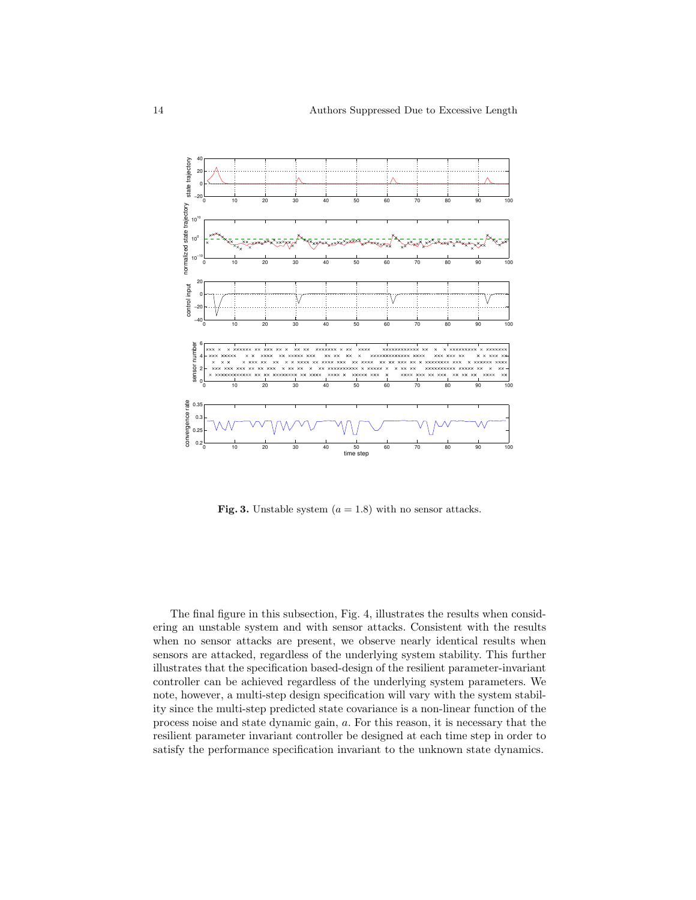**Fig. 3.** Unstable system ($a = 1.8$) with no sensor attacks.

The final figure in this subsection, Fig. 4, illustrates the results when considering an unstable system and with sensor attacks. Consistent with the results when no sensor attacks are present, we observe nearly identical results when sensors are attacked, regardless of the underlying system stability. This further illustrates that the specification based-design of the resilient parameter-invariant controller can be achieved regardless of the underlying system parameters. We note, however, a multi-step design specification will vary with the system stability since the multi-step predicted state covariance is a non-linear function of the process noise and state dynamic gain, $a$. For this reason, it is necessary that the resilient parameter invariant controller be designed at each time step in order to satisfy the performance specification invariant to the unknown state dynamics.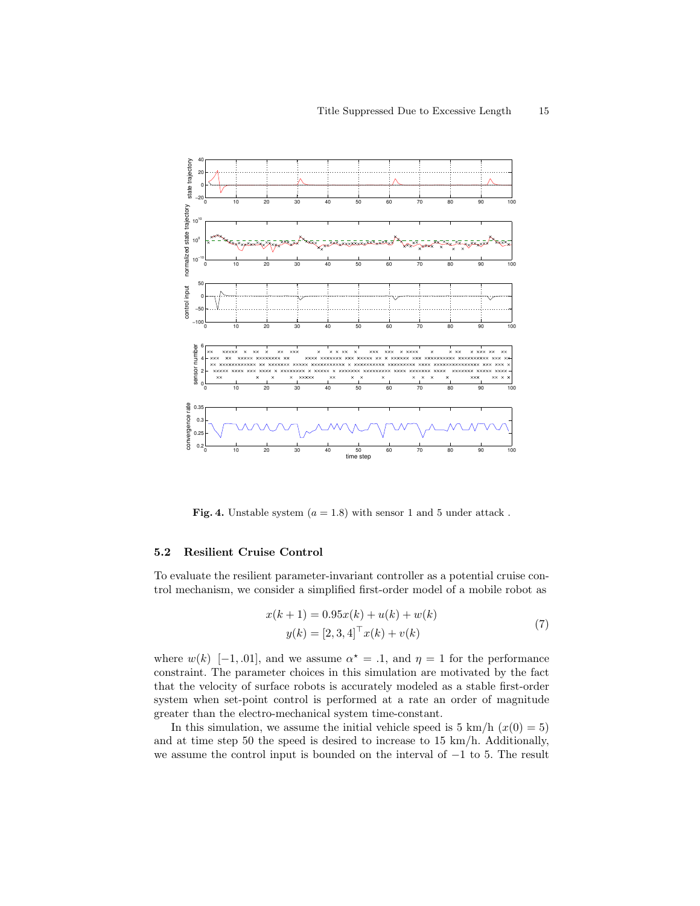**Fig. 4.** Unstable system ($a = 1.8$) with sensor 1 and 5 under attack .

### 5.2 Resilient Cruise Control

To evaluate the resilient parameter-invariant controller as a potential cruise control mechanism, we consider a simplified first-order model of a mobile robot as

$$
\begin{aligned}
x(k+1) &= 0.95x(k) + u(k) + w(k) \\
y(k) &= [2, 3, 4]^\top x(k) + v(k)
\end{aligned}
\tag{7}
$$

where $w(k)$ $[-1, .01]$, and we assume $\alpha^\star = .1$, and $\eta = 1$ for the performance constraint. The parameter choices in this simulation are motivated by the fact that the velocity of surface robots is accurately modeled as a stable first-order system when set-point control is performed at a rate an order of magnitude greater than the electro-mechanical system time-constant.

In this simulation, we assume the initial vehicle speed is 5 km/h ($x(0) = 5$) and at time step 50 the speed is desired to increase to 15 km/h. Additionally, we assume the control input is bounded on the interval of $-1$ to 5. The result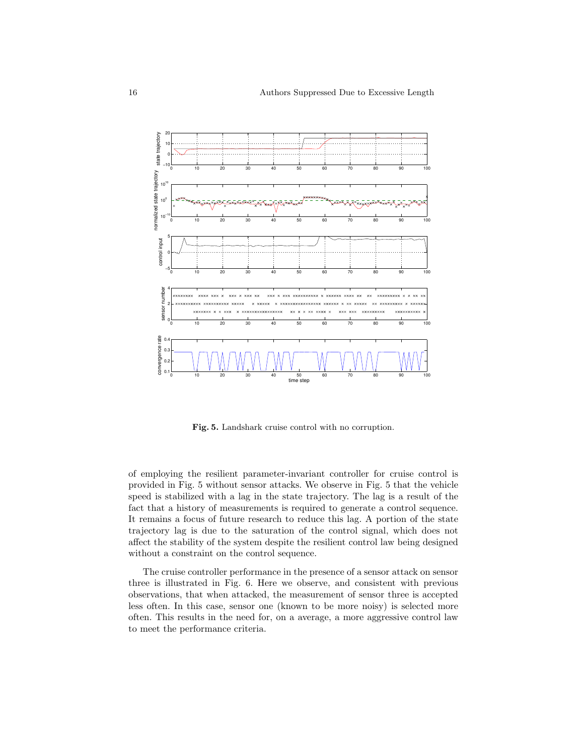**Fig. 5.** Landshark cruise control with no corruption.

of employing the resilient parameter-invariant controller for cruise control is provided in Fig. 5 without sensor attacks. We observe in Fig. 5 that the vehicle speed is stabilized with a lag in the state trajectory. The lag is a result of the fact that a history of measurements is required to generate a control sequence. It remains a focus of future research to reduce this lag. A portion of the state trajectory lag is due to the saturation of the control signal, which does not affect the stability of the system despite the resilient control law being designed without a constraint on the control sequence.

The cruise controller performance in the presence of a sensor attack on sensor three is illustrated in Fig. 6. Here we observe, and consistent with previous observations, that when attacked, the measurement of sensor three is accepted less often. In this case, sensor one (known to be more noisy) is selected more often. This results in the need for, on a average, a more aggressive control law to meet the performance criteria.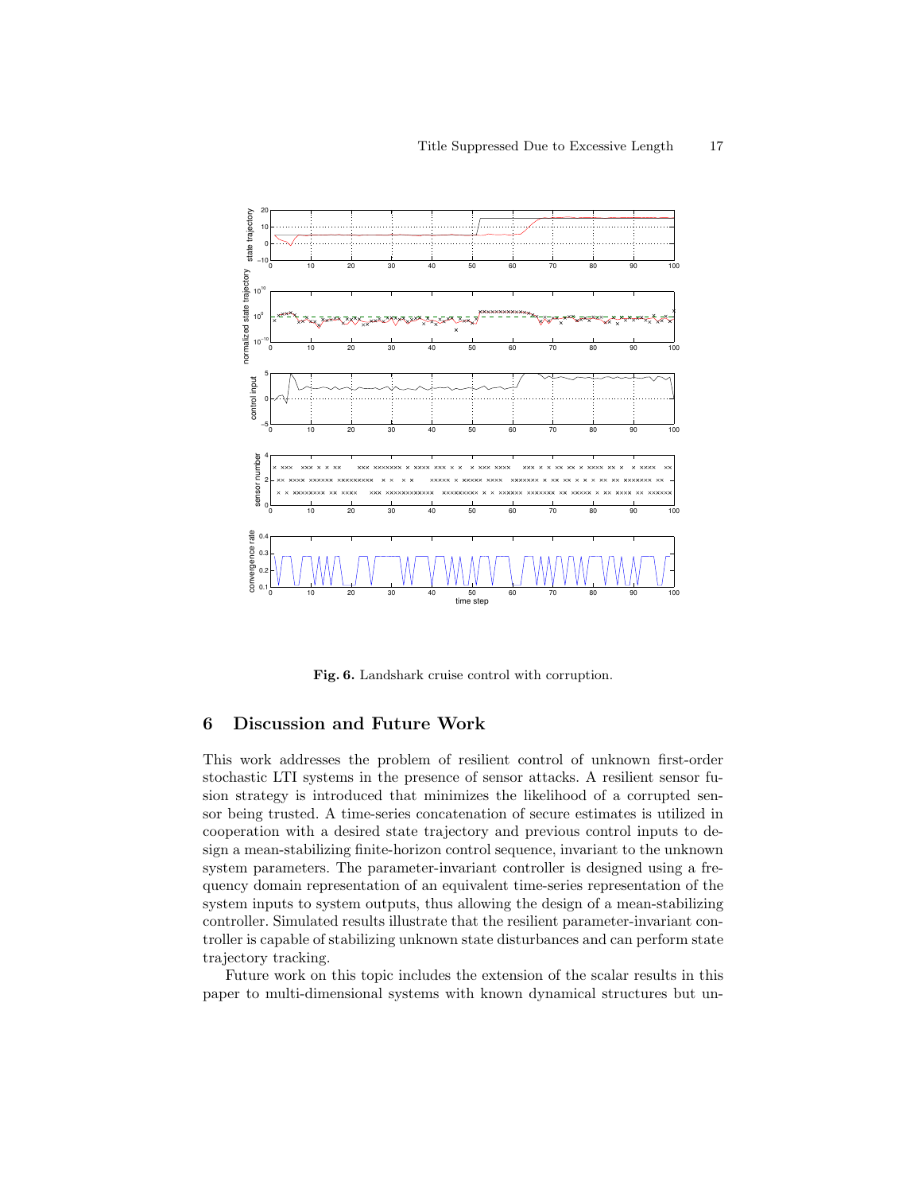**Fig. 6.** Landshark cruise control with corruption.

## 6 Discussion and Future Work

This work addresses the problem of resilient control of unknown first-order stochastic LTI systems in the presence of sensor attacks. A resilient sensor fusion strategy is introduced that minimizes the likelihood of a corrupted sensor being trusted. A time-series concatenation of secure estimates is utilized in cooperation with a desired state trajectory and previous control inputs to design a mean-stabilizing finite-horizon control sequence, invariant to the unknown system parameters. The parameter-invariant controller is designed using a frequency domain representation of an equivalent time-series representation of the system inputs to system outputs, thus allowing the design of a mean-stabilizing controller. Simulated results illustrate that the resilient parameter-invariant controller is capable of stabilizing unknown state disturbances and can perform state trajectory tracking.

Future work on this topic includes the extension of the scalar results in this paper to multi-dimensional systems with known dynamical structures but un-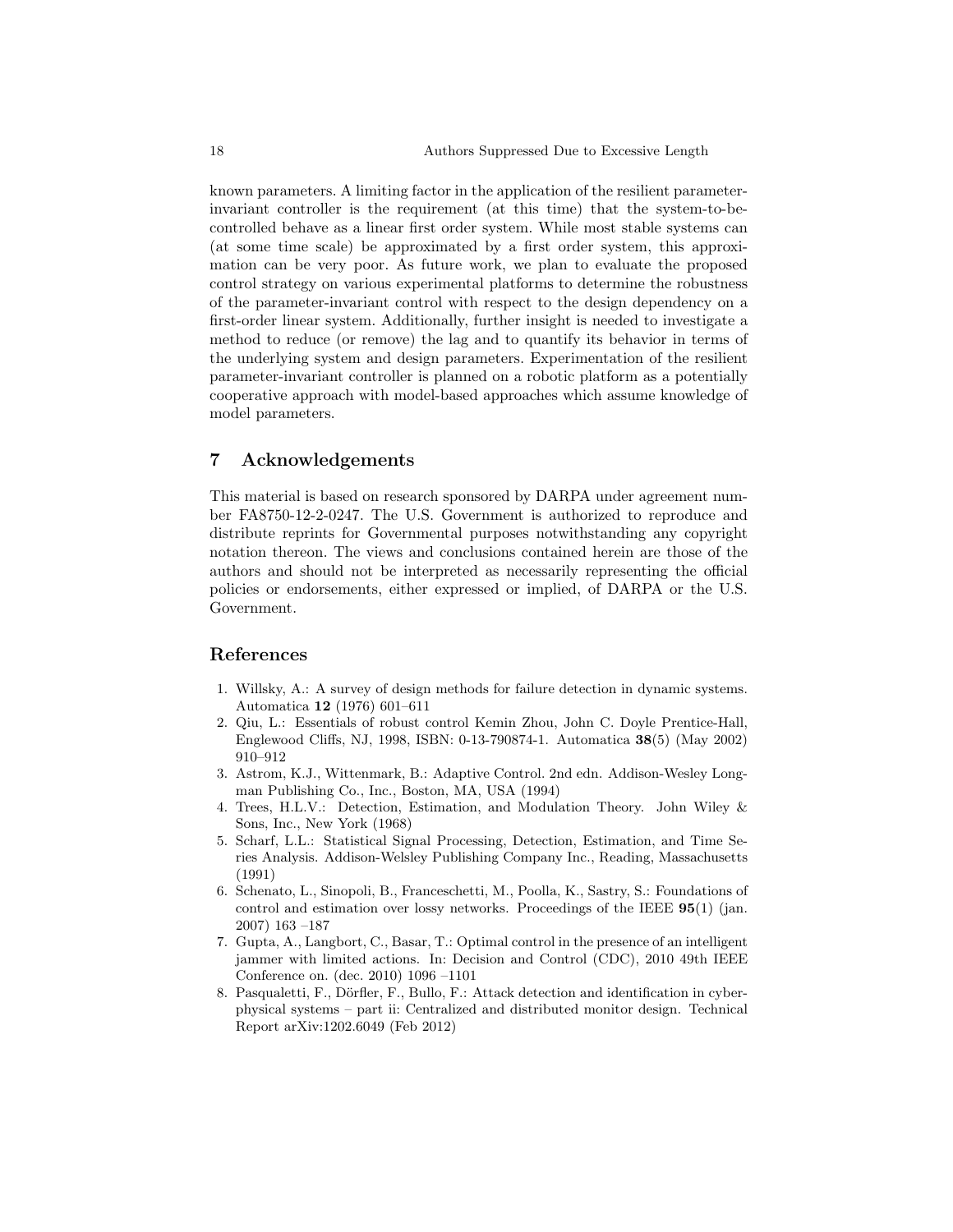known parameters. A limiting factor in the application of the resilient parameter-invariant controller is the requirement (at this time) that the system-to-be-controlled behave as a linear first order system. While most stable systems can (at some time scale) be approximated by a first order system, this approximation can be very poor. As future work, we plan to evaluate the proposed control strategy on various experimental platforms to determine the robustness of the parameter-invariant control with respect to the design dependency on a first-order linear system. Additionally, further insight is needed to investigate a method to reduce (or remove) the lag and to quantify its behavior in terms of the underlying system and design parameters. Experimentation of the resilient parameter-invariant controller is planned on a robotic platform as a potentially cooperative approach with model-based approaches which assume knowledge of model parameters.

## 7 Acknowledgements

This material is based on research sponsored by DARPA under agreement number FA8750-12-2-0247. The U.S. Government is authorized to reproduce and distribute reprints for Governmental purposes notwithstanding any copyright notation thereon. The views and conclusions contained herein are those of the authors and should not be interpreted as necessarily representing the official policies or endorsements, either expressed or implied, of DARPA or the U.S. Government.

## References

1. Willsky, A.: A survey of design methods for failure detection in dynamic systems. Automatica **12** (1976) 601–611
2. Qiu, L.: Essentials of robust control Kemin Zhou, John C. Doyle Prentice-Hall, Englewood Cliffs, NJ, 1998, ISBN: 0-13-790874-1. Automatica **38**(5) (May 2002) 910–912
3. Astrom, K.J., Wittenmark, B.: Adaptive Control. 2nd edn. Addison-Wesley Longman Publishing Co., Inc., Boston, MA, USA (1994)
4. Trees, H.L.V.: Detection, Estimation, and Modulation Theory. John Wiley & Sons, Inc., New York (1968)
5. Scharf, L.L.: Statistical Signal Processing, Detection, Estimation, and Time Series Analysis. Addison-Welsley Publishing Company Inc., Reading, Massachusetts (1991)
6. Schenato, L., Sinopoli, B., Franceschetti, M., Poolla, K., Sastry, S.: Foundations of control and estimation over lossy networks. Proceedings of the IEEE **95**(1) (jan. 2007) 163 –187
7. Gupta, A., Langbort, C., Basar, T.: Optimal control in the presence of an intelligent jammer with limited actions. In: Decision and Control (CDC), 2010 49th IEEE Conference on. (dec. 2010) 1096 –1101
8. Pasqualetti, F., Dörfler, F., Bullo, F.: Attack detection and identification in cyber-physical systems – part ii: Centralized and distributed monitor design. Technical Report arXiv:1202.6049 (Feb 2012)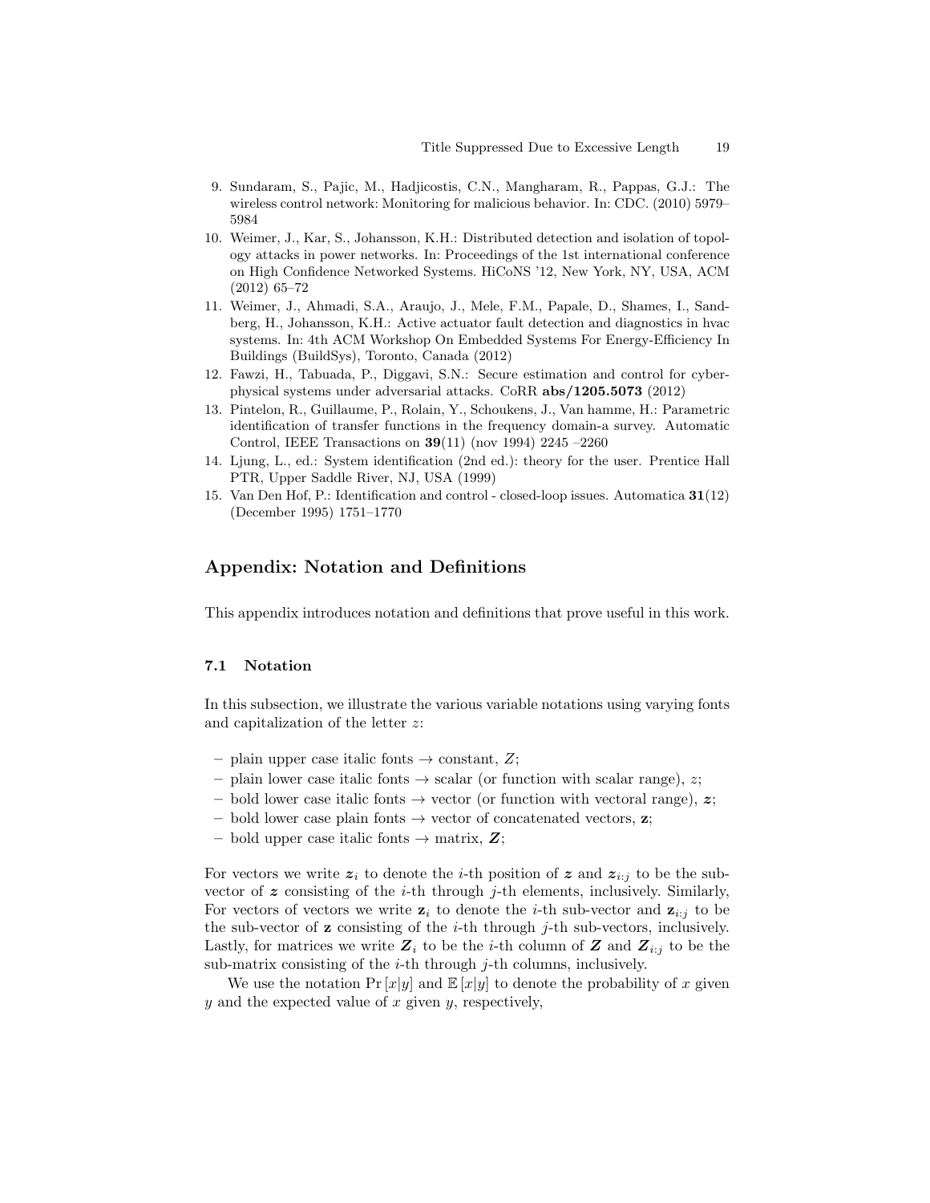9. Sundaram, S., Pajic, M., Hadjicostis, C.N., Mangharam, R., Pappas, G.J.: The wireless control network: Monitoring for malicious behavior. In: CDC. (2010) 5979–5984
10. Weimer, J., Kar, S., Johansson, K.H.: Distributed detection and isolation of topology attacks in power networks. In: Proceedings of the 1st international conference on High Confidence Networked Systems. HiCoNS '12, New York, NY, USA, ACM (2012) 65–72
11. Weimer, J., Ahmadi, S.A., Araujo, J., Mele, F.M., Papale, D., Shames, I., Sandberg, H., Johansson, K.H.: Active actuator fault detection and diagnostics in hvac systems. In: 4th ACM Workshop On Embedded Systems For Energy-Efficiency In Buildings (BuildSys), Toronto, Canada (2012)
12. Fawzi, H., Tabuada, P., Diggavi, S.N.: Secure estimation and control for cyber-physical systems under adversarial attacks. CoRR **abs/1205.5073** (2012)
13. Pintelon, R., Guillaume, P., Rolain, Y., Schoukens, J., Van hamme, H.: Parametric identification of transfer functions in the frequency domain-a survey. Automatic Control, IEEE Transactions on **39**(11) (nov 1994) 2245 –2260
14. Ljung, L., ed.: System identification (2nd ed.): theory for the user. Prentice Hall PTR, Upper Saddle River, NJ, USA (1999)
15. Van Den Hof, P.: Identification and control - closed-loop issues. Automatica **31**(12) (December 1995) 1751–1770

## Appendix: Notation and Definitions

This appendix introduces notation and definitions that prove useful in this work.

### 7.1 Notation

In this subsection, we illustrate the various variable notations using varying fonts and capitalization of the letter $z$:

- plain upper case italic fonts → constant, $Z$;
- plain lower case italic fonts → scalar (or function with scalar range), $z$;
- bold lower case italic fonts → vector (or function with vectoral range), $\boldsymbol{z}$;
- bold lower case plain fonts → vector of concatenated vectors, $\mathbf{z}$;
- bold upper case italic fonts → matrix, $\boldsymbol{Z}$;

For vectors we write $\boldsymbol{z}_i$ to denote the $i$-th position of $\boldsymbol{z}$ and $\boldsymbol{z}_{i:j}$ to be the sub-vector of $\boldsymbol{z}$ consisting of the $i$-th through $j$-th elements, inclusively. Similarly, For vectors of vectors we write $\mathbf{z}_i$ to denote the $i$-th sub-vector and $\mathbf{z}_{i:j}$ to be the sub-vector of $\mathbf{z}$ consisting of the $i$-th through $j$-th sub-vectors, inclusively. Lastly, for matrices we write $\boldsymbol{Z}_i$ to be the $i$-th column of $\boldsymbol{Z}$ and $\boldsymbol{Z}_{i:j}$ to be the sub-matrix consisting of the $i$-th through $j$-th columns, inclusively.

We use the notation $\Pr[x|y]$ and $\mathbb{E}[x|y]$ to denote the probability of $x$ given $y$ and the expected value of $x$ given $y$, respectively,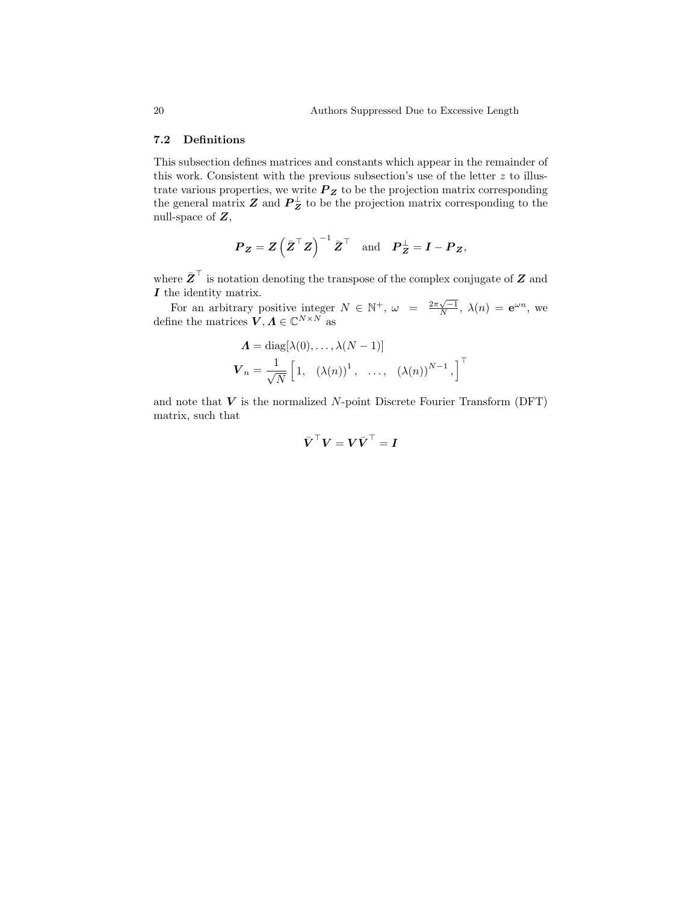### 7.2 Definitions

This subsection defines matrices and constants which appear in the remainder of this work. Consistent with the previous subsection's use of the letter $z$ to illustrate various properties, we write $\boldsymbol{P_Z}$ to be the projection matrix corresponding the general matrix $\boldsymbol{Z}$ and $\boldsymbol{P}_{\boldsymbol{Z}}^{\perp}$ to be the projection matrix corresponding to the null-space of $\boldsymbol{Z}$,

$$\boldsymbol{P_Z} = \boldsymbol{Z}\left(\bar{\boldsymbol{Z}}^{\top}\boldsymbol{Z}\right)^{-1}\bar{\boldsymbol{Z}}^{\top} \quad \text{and} \quad \boldsymbol{P}_{\boldsymbol{Z}}^{\perp} = \boldsymbol{I} - \boldsymbol{P_Z},$$

where $\bar{\boldsymbol{Z}}^{\top}$ is notation denoting the transpose of the complex conjugate of $\boldsymbol{Z}$ and $\boldsymbol{I}$ the identity matrix.

For an arbitrary positive integer $N \in \mathbb{N}^{+}$, $\omega = \frac{2\pi\sqrt{-1}}{N}$, $\lambda(n) = \mathbf{e}^{\omega n}$, we define the matrices $\boldsymbol{V}, \boldsymbol{\Lambda} \in \mathbb{C}^{N\times N}$ as

$$\begin{aligned}
\boldsymbol{\Lambda} &= \operatorname{diag}[\lambda(0), \ldots, \lambda(N-1)] \\
\boldsymbol{V}_n &= \frac{1}{\sqrt{N}}\left[1, \quad (\lambda(n))^1, \quad \ldots, \quad (\lambda(n))^{N-1}, \right]^{\top}
\end{aligned}$$

and note that $\boldsymbol{V}$ is the normalized $N$-point Discrete Fourier Transform (DFT) matrix, such that

$$\bar{\boldsymbol{V}}^{\top}\boldsymbol{V} = \boldsymbol{V}\bar{\boldsymbol{V}}^{\top} = \boldsymbol{I}$$